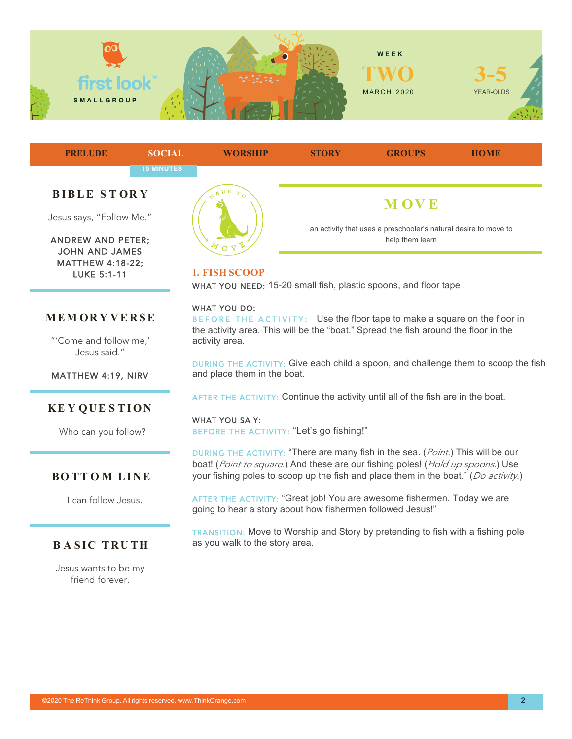first look™ SMALLGROUP

WEEK **TWO** MARCH 2020

**3-5** YEAR-OLDS

PRELUDE | SOCIAL (15 MINUTES) | WORSHIP | STORY | GROUPS | HOME

### BIBLE STORY

Jesus says, "Follow Me."

ANDREW AND PETER; JOHN AND JAMES
MATTHEW 4:18-22; LUKE 5:1-11

### MEMORY VERSE

"'Come and follow me,' Jesus said."

MATTHEW 4:19, NIRV

### KEY QUESTION

Who can you follow?

### BOTTOM LINE

I can follow Jesus.

### BASIC TRUTH

Jesus wants to be my friend forever.

MADE TO MOVE

## MOVE

an activity that uses a preschooler's natural desire to move to help them learn

### 1. FISH SCOOP

WHAT YOU NEED: 15-20 small fish, plastic spoons, and floor tape

WHAT YOU DO:

BEFORE THE ACTIVITY: Use the floor tape to make a square on the floor in the activity area. This will be the "boat." Spread the fish around the floor in the activity area.

DURING THE ACTIVITY: Give each child a spoon, and challenge them to scoop the fish and place them in the boat.

AFTER THE ACTIVITY: Continue the activity until all of the fish are in the boat.

WHAT YOU SAY:

BEFORE THE ACTIVITY: "Let's go fishing!"

DURING THE ACTIVITY: "There are many fish in the sea. (*Point.*) This will be our boat! (*Point to square.*) And these are our fishing poles! (*Hold up spoons.*) Use your fishing poles to scoop up the fish and place them in the boat." (*Do activity.*)

AFTER THE ACTIVITY: "Great job! You are awesome fishermen. Today we are going to hear a story about how fishermen followed Jesus!"

TRANSITION: Move to Worship and Story by pretending to fish with a fishing pole as you walk to the story area.

©2020 The ReThink Group. All rights reserved. www.ThinkOrange.com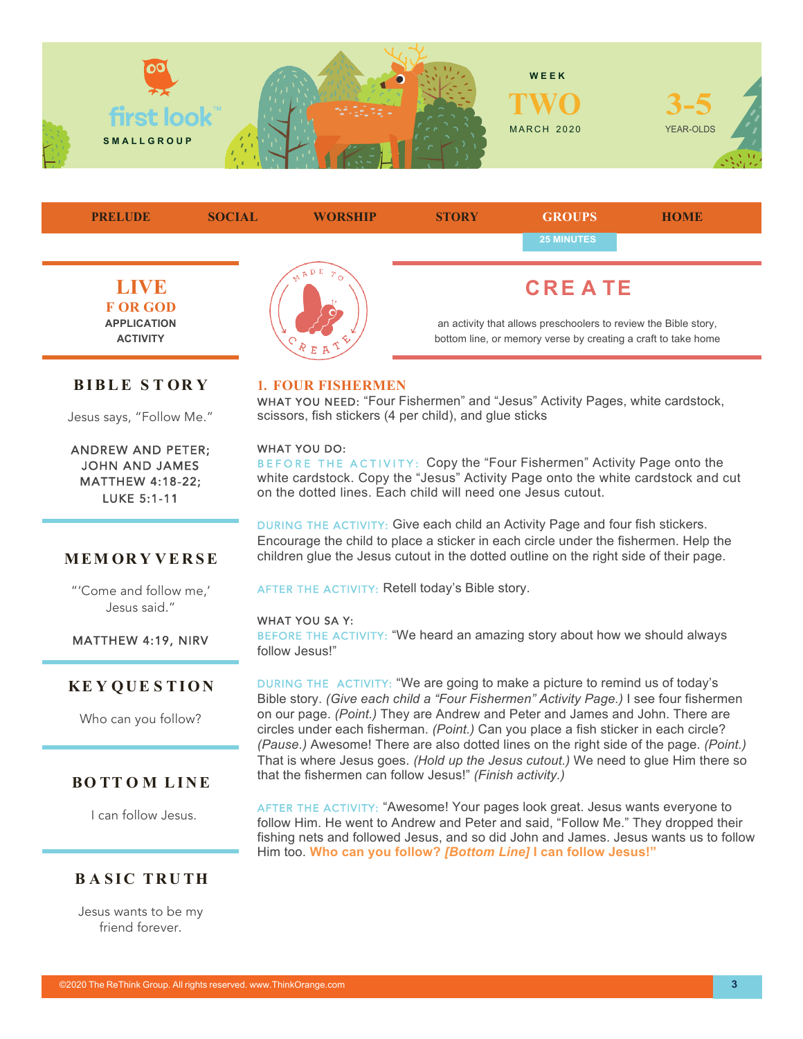first look™ SMALLGROUP

WEEK **TWO** MARCH 2020 | **3-5** YEAR-OLDS

PRELUDE | SOCIAL | WORSHIP | STORY | **GROUPS** | HOME

25 MINUTES

## LIVE
**FOR GOD**
**APPLICATION ACTIVITY**

MADE TO CREATE

## CREATE

an activity that allows preschoolers to review the Bible story, bottom line, or memory verse by creating a craft to take home

### BIBLE STORY

Jesus says, "Follow Me."

ANDREW AND PETER; JOHN AND JAMES
MATTHEW 4:18-22; LUKE 5:1-11

### MEMORY VERSE

"'Come and follow me,' Jesus said."

MATTHEW 4:19, NIRV

### KEY QUESTION

Who can you follow?

### BOTTOM LINE

I can follow Jesus.

### BASIC TRUTH

Jesus wants to be my friend forever.

### 1. FOUR FISHERMEN

WHAT YOU NEED: "Four Fishermen" and "Jesus" Activity Pages, white cardstock, scissors, fish stickers (4 per child), and glue sticks

WHAT YOU DO:

BEFORE THE ACTIVITY: Copy the "Four Fishermen" Activity Page onto the white cardstock. Copy the "Jesus" Activity Page onto the white cardstock and cut on the dotted lines. Each child will need one Jesus cutout.

DURING THE ACTIVITY: Give each child an Activity Page and four fish stickers. Encourage the child to place a sticker in each circle under the fishermen. Help the children glue the Jesus cutout in the dotted outline on the right side of their page.

AFTER THE ACTIVITY: Retell today's Bible story.

WHAT YOU SAY:

BEFORE THE ACTIVITY: "We heard an amazing story about how we should always follow Jesus!"

DURING THE ACTIVITY: "We are going to make a picture to remind us of today's Bible story. *(Give each child a "Four Fishermen" Activity Page.)* I see four fishermen on our page. *(Point.)* They are Andrew and Peter and James and John. There are circles under each fisherman. *(Point.)* Can you place a fish sticker in each circle? *(Pause.)* Awesome! There are also dotted lines on the right side of the page. *(Point.)* That is where Jesus goes. *(Hold up the Jesus cutout.)* We need to glue Him there so that the fishermen can follow Jesus!" *(Finish activity.)*

AFTER THE ACTIVITY: "Awesome! Your pages look great. Jesus wants everyone to follow Him. He went to Andrew and Peter and said, "Follow Me." They dropped their fishing nets and followed Jesus, and so did John and James. Jesus wants us to follow Him too. **Who can you follow? *[Bottom Line]* I can follow Jesus!"**

©2020 The ReThink Group. All rights reserved. www.ThinkOrange.com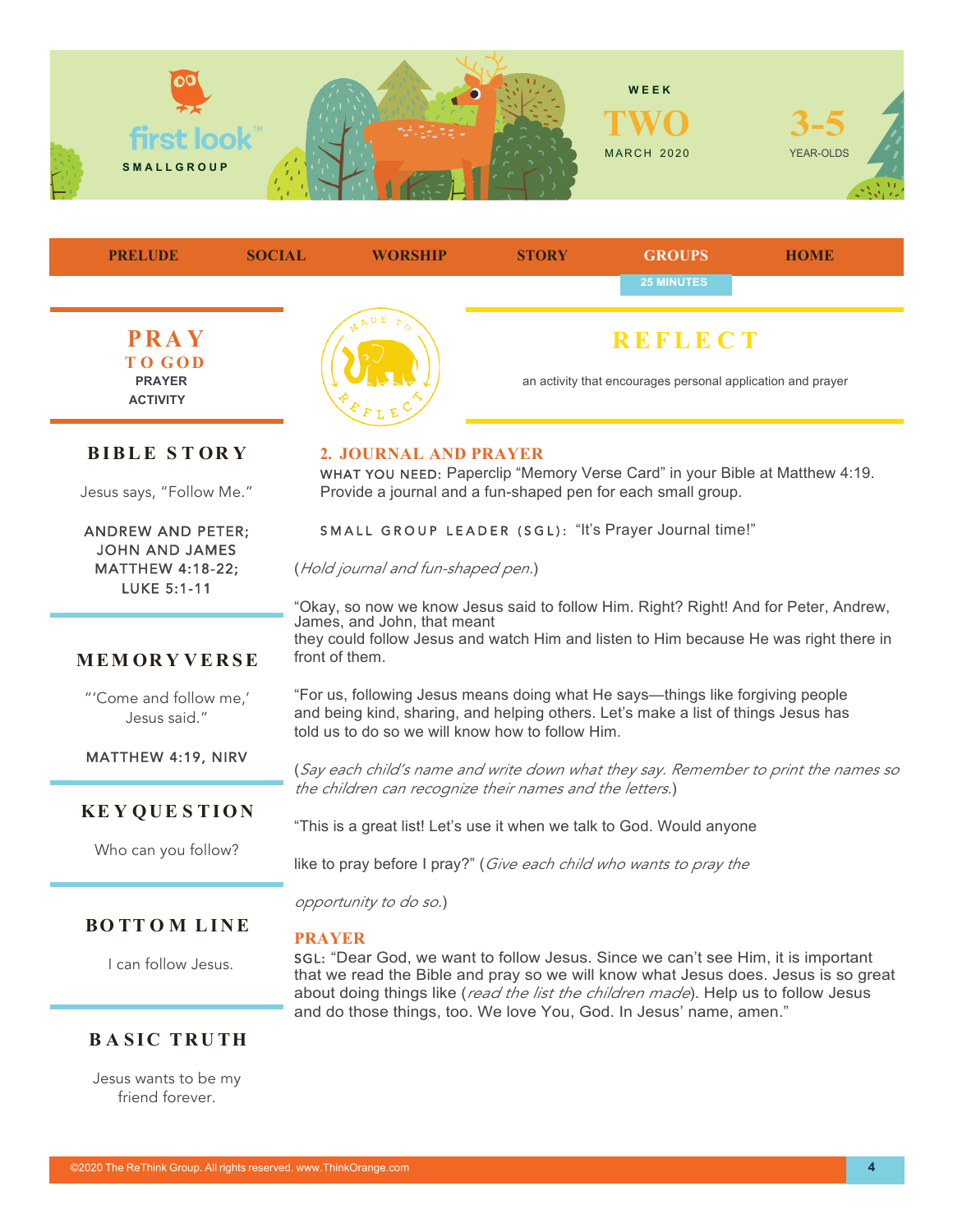first look™
SMALLGROUP

WEEK
TWO
MARCH 2020

3-5
YEAR-OLDS

PRELUDE | SOCIAL | WORSHIP | STORY | GROUPS | HOME

25 MINUTES

## PRAY TO GOD
PRAYER ACTIVITY

### BIBLE STORY

Jesus says, "Follow Me."

ANDREW AND PETER; JOHN AND JAMES
MATTHEW 4:18-22; LUKE 5:1-11

### MEMORY VERSE

"'Come and follow me,' Jesus said."

MATTHEW 4:19, NIRV

### KEY QUESTION

Who can you follow?

### BOTTOM LINE

I can follow Jesus.

### BASIC TRUTH

Jesus wants to be my friend forever.

MADE TO REFLECT

## REFLECT

an activity that encourages personal application and prayer

### 2. JOURNAL AND PRAYER

WHAT YOU NEED: Paperclip "Memory Verse Card" in your Bible at Matthew 4:19. Provide a journal and a fun-shaped pen for each small group.

SMALL GROUP LEADER (SGL): "It's Prayer Journal time!"

(*Hold journal and fun-shaped pen.*)

"Okay, so now we know Jesus said to follow Him. Right? Right! And for Peter, Andrew, James, and John, that meant they could follow Jesus and watch Him and listen to Him because He was right there in front of them.

"For us, following Jesus means doing what He says—things like forgiving people and being kind, sharing, and helping others. Let's make a list of things Jesus has told us to do so we will know how to follow Him.

(*Say each child's name and write down what they say. Remember to print the names so the children can recognize their names and the letters.*)

"This is a great list! Let's use it when we talk to God. Would anyone like to pray before I pray?" (*Give each child who wants to pray the opportunity to do so.*)

### PRAYER

SGL: "Dear God, we want to follow Jesus. Since we can't see Him, it is important that we read the Bible and pray so we will know what Jesus does. Jesus is so great about doing things like (*read the list the children made*). Help us to follow Jesus and do those things, too. We love You, God. In Jesus' name, amen."

©2020 The ReThink Group. All rights reserved. www.ThinkOrange.com